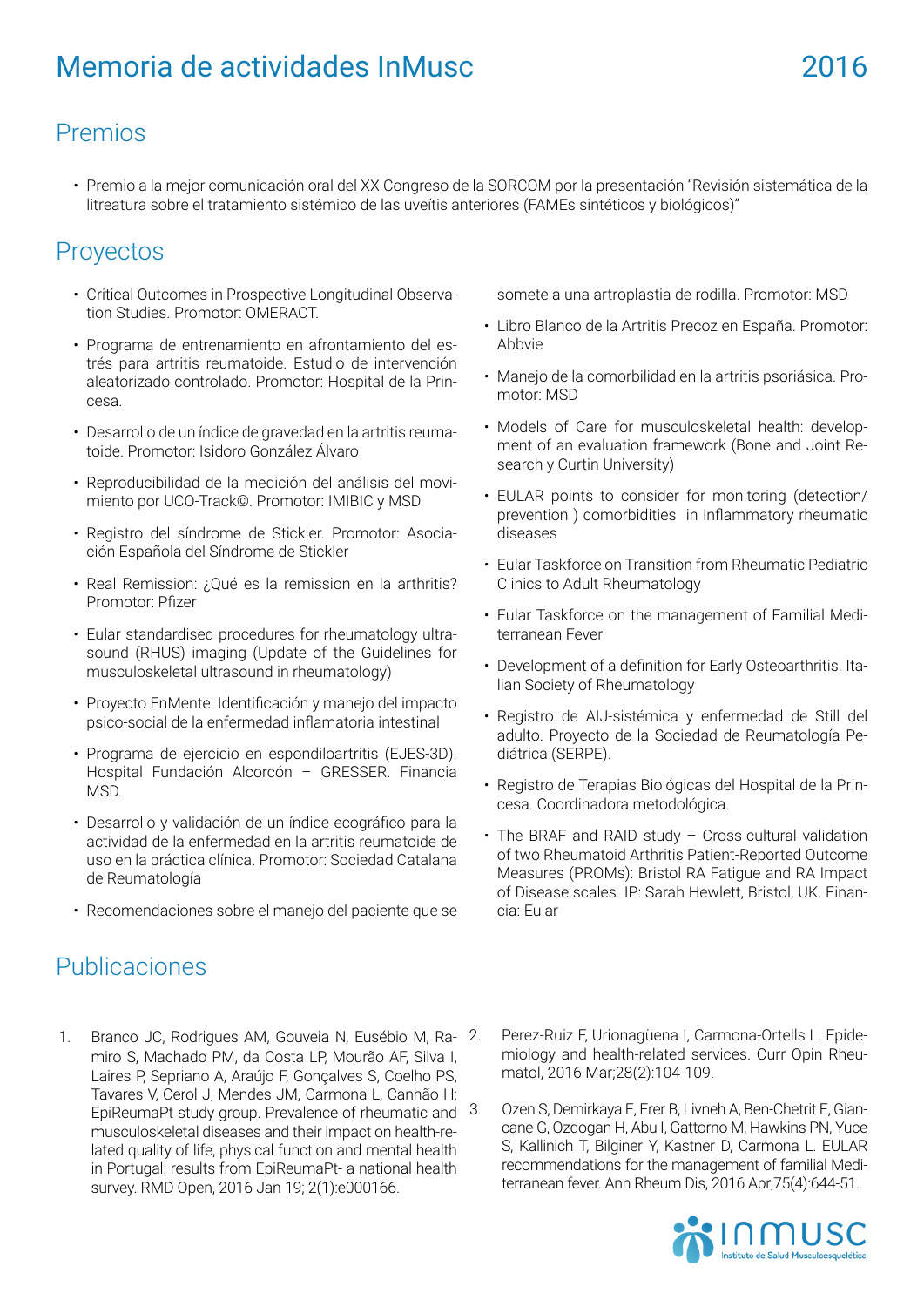# Memoria de actividades InMusc 2016

## Premios

- Premio a la mejor comunicación oral del XX Congreso de la SORCOM por la presentación "Revisión sistemática de la litreatura sobre el tratamiento sistémico de las uveítis anteriores (FAMEs sintéticos y biológicos)"

## Proyectos

- Critical Outcomes in Prospective Longitudinal Observation Studies. Promotor: OMERACT.
- Programa de entrenamiento en afrontamiento del estrés para artritis reumatoide. Estudio de intervención aleatorizado controlado. Promotor: Hospital de la Princesa.
- Desarrollo de un índice de gravedad en la artritis reumatoide. Promotor: Isidoro González Álvaro
- Reproducibilidad de la medición del análisis del movimiento por UCO-Track©. Promotor: IMIBIC y MSD
- Registro del síndrome de Stickler. Promotor: Asociación Española del Síndrome de Stickler
- Real Remission: ¿Qué es la remission en la arthritis? Promotor: Pfizer
- Eular standardised procedures for rheumatology ultrasound (RHUS) imaging (Update of the Guidelines for musculoskeletal ultrasound in rheumatology)
- Proyecto EnMente: Identificación y manejo del impacto psico-social de la enfermedad inflamatoria intestinal
- Programa de ejercicio en espondiloartritis (EJES-3D). Hospital Fundación Alcorcón – GRESSER. Financia MSD.
- Desarrollo y validación de un índice ecográfico para la actividad de la enfermedad en la artritis reumatoide de uso en la práctica clínica. Promotor: Sociedad Catalana de Reumatología
- Recomendaciones sobre el manejo del paciente que se somete a una artroplastia de rodilla. Promotor: MSD
- Libro Blanco de la Artritis Precoz en España. Promotor: Abbvie
- Manejo de la comorbilidad en la artritis psoriásica. Promotor: MSD
- Models of Care for musculoskeletal health: development of an evaluation framework (Bone and Joint Research y Curtin University)
- EULAR points to consider for monitoring (detection/ prevention ) comorbidities in inflammatory rheumatic diseases
- Eular Taskforce on Transition from Rheumatic Pediatric Clinics to Adult Rheumatology
- Eular Taskforce on the management of Familial Mediterranean Fever
- Development of a definition for Early Osteoarthritis. Italian Society of Rheumatology
- Registro de AIJ-sistémica y enfermedad de Still del adulto. Proyecto de la Sociedad de Reumatología Pediátrica (SERPE).
- Registro de Terapias Biológicas del Hospital de la Princesa. Coordinadora metodológica.
- The BRAF and RAID study – Cross-cultural validation of two Rheumatoid Arthritis Patient-Reported Outcome Measures (PROMs): Bristol RA Fatigue and RA Impact of Disease scales. IP: Sarah Hewlett, Bristol, UK. Financia: Eular

## Publicaciones

1. Branco JC, Rodrigues AM, Gouveia N, Eusébio M, Ramiro S, Machado PM, da Costa LP, Mourão AF, Silva I, Laires P, Sepriano A, Araújo F, Gonçalves S, Coelho PS, Tavares V, Cerol J, Mendes JM, Carmona L, Canhão H; EpiReumaPt study group. Prevalence of rheumatic and musculoskeletal diseases and their impact on health-related quality of life, physical function and mental health in Portugal: results from EpiReumaPt- a national health survey. RMD Open, 2016 Jan 19; 2(1):e000166.
2. Perez-Ruiz F, Urionagüena I, Carmona-Ortells L. Epidemiology and health-related services. Curr Opin Rheumatol, 2016 Mar;28(2):104-109.
3. Ozen S, Demirkaya E, Erer B, Livneh A, Ben-Chetrit E, Giancane G, Ozdogan H, Abu I, Gattorno M, Hawkins PN, Yuce S, Kallinich T, Bilginer Y, Kastner D, Carmona L. EULAR recommendations for the management of familial Mediterranean fever. Ann Rheum Dis, 2016 Apr;75(4):644-51.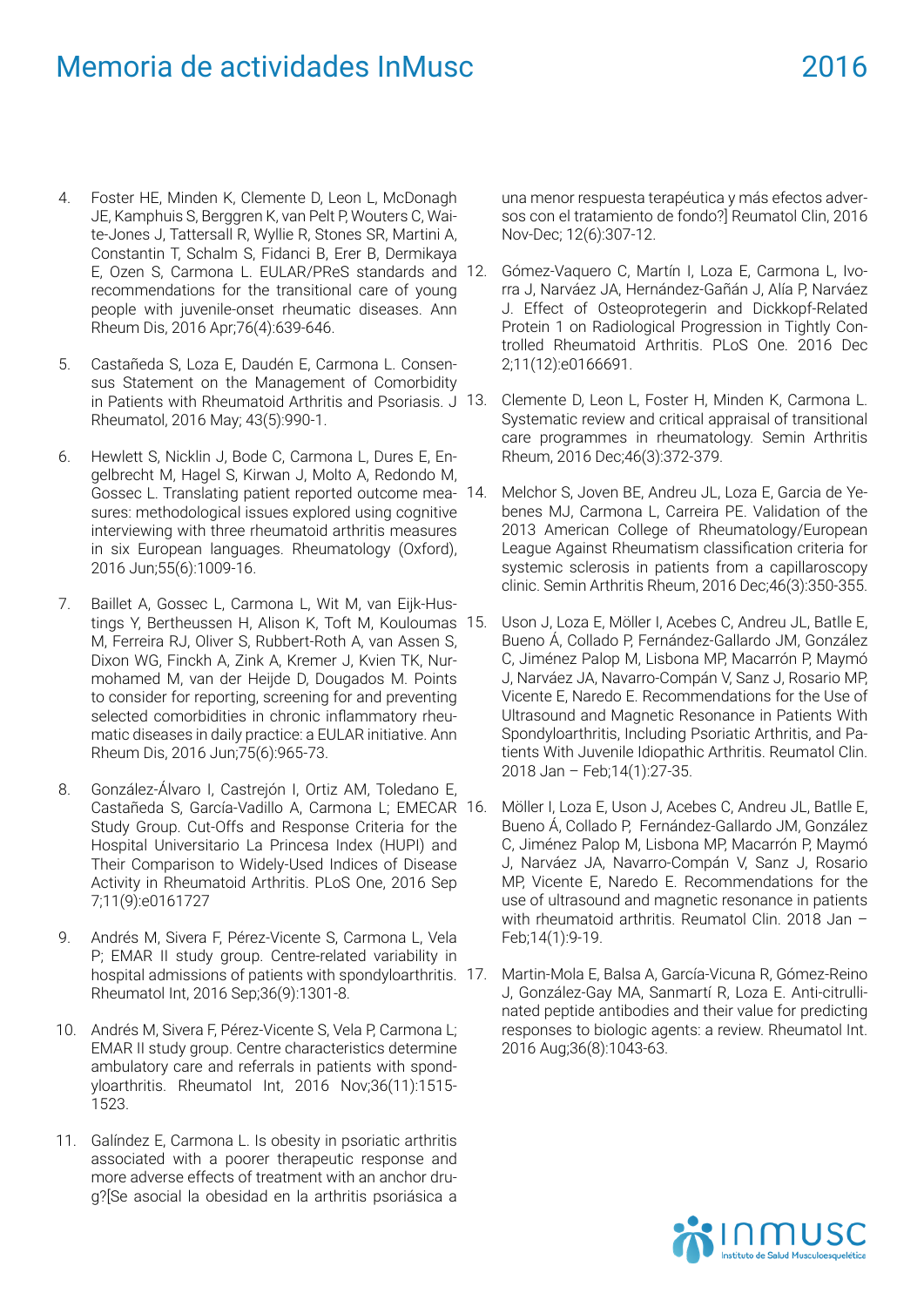4. Foster HE, Minden K, Clemente D, Leon L, McDonagh JE, Kamphuis S, Berggren K, van Pelt P, Wouters C, Waite-Jones J, Tattersall R, Wyllie R, Stones SR, Martini A, Constantin T, Schalm S, Fidanci B, Erer B, Dermikaya E, Ozen S, Carmona L. EULAR/PReS standards and recommendations for the transitional care of young people with juvenile-onset rheumatic diseases. Ann Rheum Dis, 2016 Apr;76(4):639-646.

5. Castañeda S, Loza E, Daudén E, Carmona L. Consensus Statement on the Management of Comorbidity in Patients with Rheumatoid Arthritis and Psoriasis. J Rheumatol, 2016 May; 43(5):990-1.

6. Hewlett S, Nicklin J, Bode C, Carmona L, Dures E, Engelbrecht M, Hagel S, Kirwan J, Molto A, Redondo M, Gossec L. Translating patient reported outcome measures: methodological issues explored using cognitive interviewing with three rheumatoid arthritis measures in six European languages. Rheumatology (Oxford), 2016 Jun;55(6):1009-16.

7. Baillet A, Gossec L, Carmona L, Wit M, van Eijk-Hustings Y, Bertheussen H, Alison K, Toft M, Kouloumas M, Ferreira RJ, Oliver S, Rubbert-Roth A, van Assen S, Dixon WG, Finckh A, Zink A, Kremer J, Kvien TK, Nurmohamed M, van der Heijde D, Dougados M. Points to consider for reporting, screening for and preventing selected comorbidities in chronic inflammatory rheumatic diseases in daily practice: a EULAR initiative. Ann Rheum Dis, 2016 Jun;75(6):965-73.

8. González-Álvaro I, Castrejón I, Ortiz AM, Toledano E, Castañeda S, García-Vadillo A, Carmona L; EMECAR Study Group. Cut-Offs and Response Criteria for the Hospital Universitario La Princesa Index (HUPI) and Their Comparison to Widely-Used Indices of Disease Activity in Rheumatoid Arthritis. PLoS One, 2016 Sep 7;11(9):e0161727

9. Andrés M, Sivera F, Pérez-Vicente S, Carmona L, Vela P; EMAR II study group. Centre-related variability in hospital admissions of patients with spondyloarthritis. Rheumatol Int, 2016 Sep;36(9):1301-8.

10. Andrés M, Sivera F, Pérez-Vicente S, Vela P, Carmona L; EMAR II study group. Centre characteristics determine ambulatory care and referrals in patients with spondyloarthritis. Rheumatol Int, 2016 Nov;36(11):1515-1523.

11. Galíndez E, Carmona L. Is obesity in psoriatic arthritis associated with a poorer therapeutic response and more adverse effects of treatment with an anchor drug?[Se asocial la obesidad en la arthritis psoriásica a una menor respuesta terapéutica y más efectos adversos con el tratamiento de fondo?] Reumatol Clin, 2016 Nov-Dec; 12(6):307-12.

12. Gómez-Vaquero C, Martín I, Loza E, Carmona L, Ivorra J, Narváez JA, Hernández-Gañán J, Alía P, Narváez J. Effect of Osteoprotegerin and Dickkopf-Related Protein 1 on Radiological Progression in Tightly Controlled Rheumatoid Arthritis. PLoS One. 2016 Dec 2;11(12):e0166691.

13. Clemente D, Leon L, Foster H, Minden K, Carmona L. Systematic review and critical appraisal of transitional care programmes in rheumatology. Semin Arthritis Rheum, 2016 Dec;46(3):372-379.

14. Melchor S, Joven BE, Andreu JL, Loza E, Garcia de Yebenes MJ, Carmona L, Carreira PE. Validation of the 2013 American College of Rheumatology/European League Against Rheumatism classification criteria for systemic sclerosis in patients from a capillaroscopy clinic. Semin Arthritis Rheum, 2016 Dec;46(3):350-355.

15. Uson J, Loza E, Möller I, Acebes C, Andreu JL, Batlle E, Bueno Á, Collado P, Fernández-Gallardo JM, González C, Jiménez Palop M, Lisbona MP, Macarrón P, Maymó J, Narváez JA, Navarro-Compán V, Sanz J, Rosario MP, Vicente E, Naredo E. Recommendations for the Use of Ultrasound and Magnetic Resonance in Patients With Spondyloarthritis, Including Psoriatic Arthritis, and Patients With Juvenile Idiopathic Arthritis. Reumatol Clin. 2018 Jan – Feb;14(1):27-35.

16. Möller I, Loza E, Uson J, Acebes C, Andreu JL, Batlle E, Bueno Á, Collado P, Fernández-Gallardo JM, González C, Jiménez Palop M, Lisbona MP, Macarrón P, Maymó J, Narváez JA, Navarro-Compán V, Sanz J, Rosario MP, Vicente E, Naredo E. Recommendations for the use of ultrasound and magnetic resonance in patients with rheumatoid arthritis. Reumatol Clin. 2018 Jan – Feb;14(1):9-19.

17. Martin-Mola E, Balsa A, García-Vicuna R, Gómez-Reino J, González-Gay MA, Sanmartí R, Loza E. Anti-citrullinated peptide antibodies and their value for predicting responses to biologic agents: a review. Rheumatol Int. 2016 Aug;36(8):1043-63.